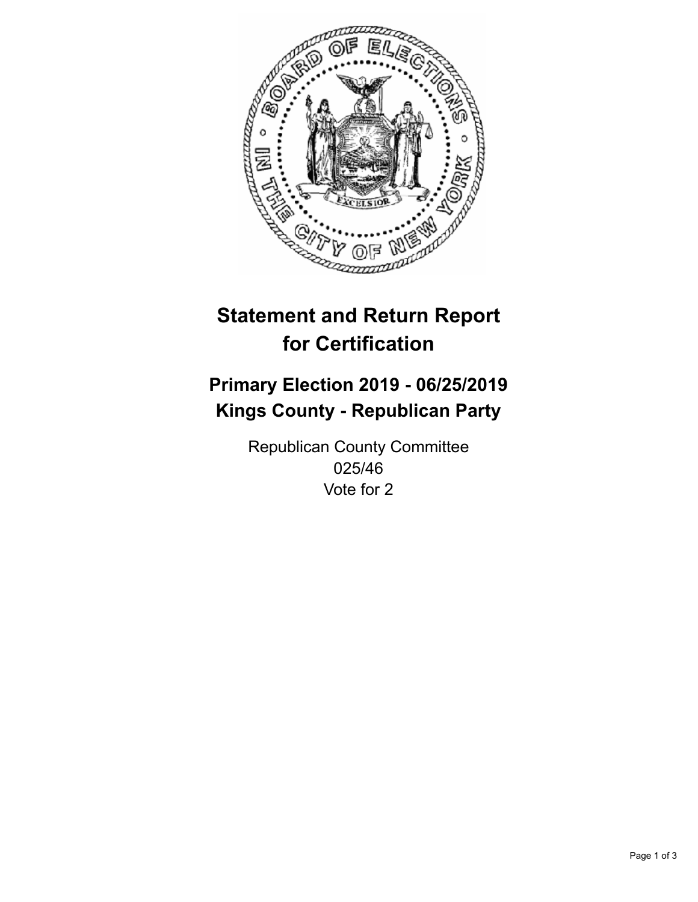# Statement and Return Report for Certification

## Primary Election 2019 - 06/25/2019
## Kings County - Republican Party

Republican County Committee
025/46
Vote for 2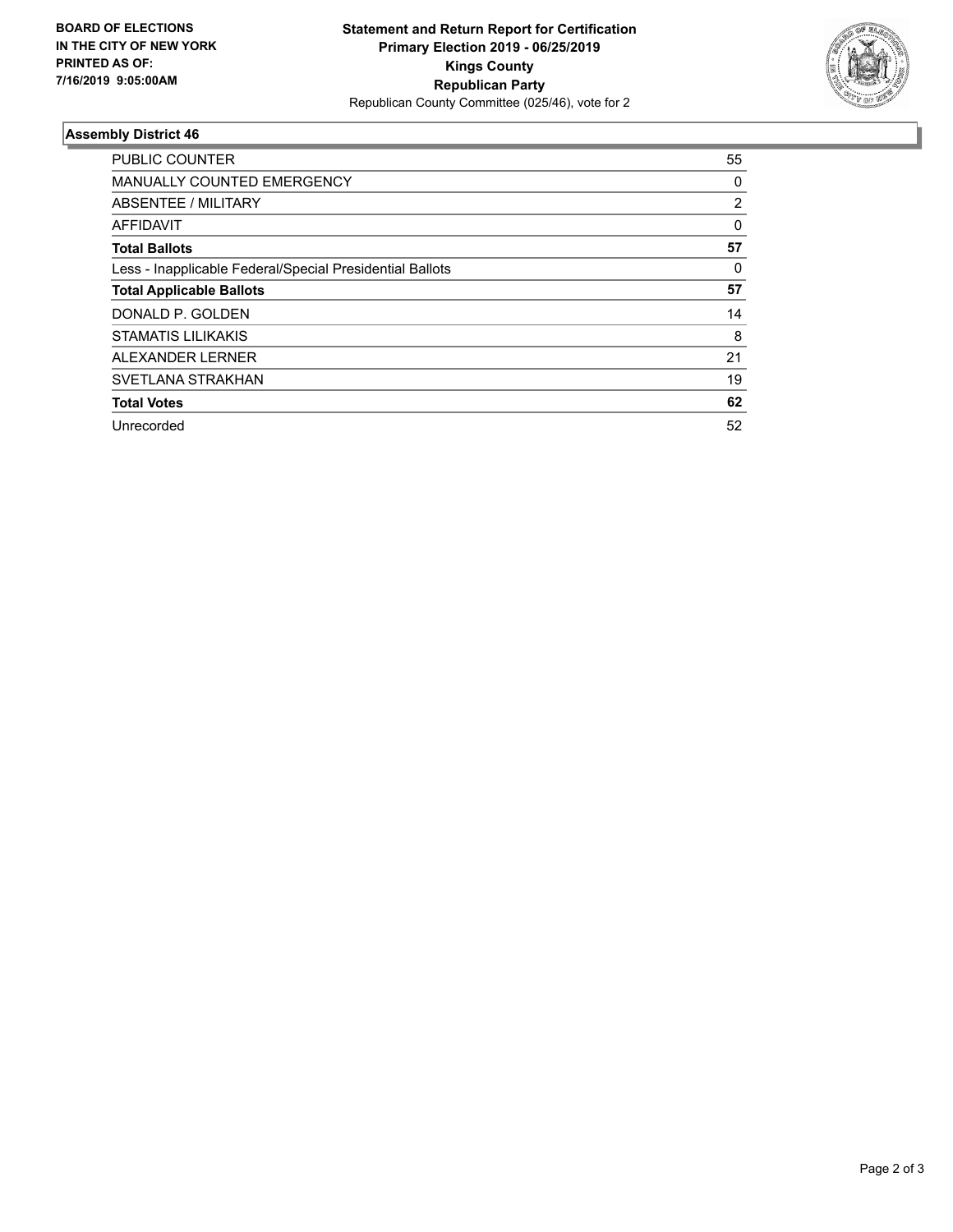**BOARD OF ELECTIONS IN THE CITY OF NEW YORK PRINTED AS OF: 7/16/2019 9:05:00AM**

**Statement and Return Report for Certification**
**Primary Election 2019 - 06/25/2019**
**Kings County**
**Republican Party**
Republican County Committee (025/46), vote for 2

### Assembly District 46

| | |
|---|---|
| PUBLIC COUNTER | 55 |
| MANUALLY COUNTED EMERGENCY | 0 |
| ABSENTEE / MILITARY | 2 |
| AFFIDAVIT | 0 |
| **Total Ballots** | **57** |
| Less - Inapplicable Federal/Special Presidential Ballots | 0 |
| **Total Applicable Ballots** | **57** |
| DONALD P. GOLDEN | 14 |
| STAMATIS LILIKAKIS | 8 |
| ALEXANDER LERNER | 21 |
| SVETLANA STRAKHAN | 19 |
| **Total Votes** | **62** |
| Unrecorded | 52 |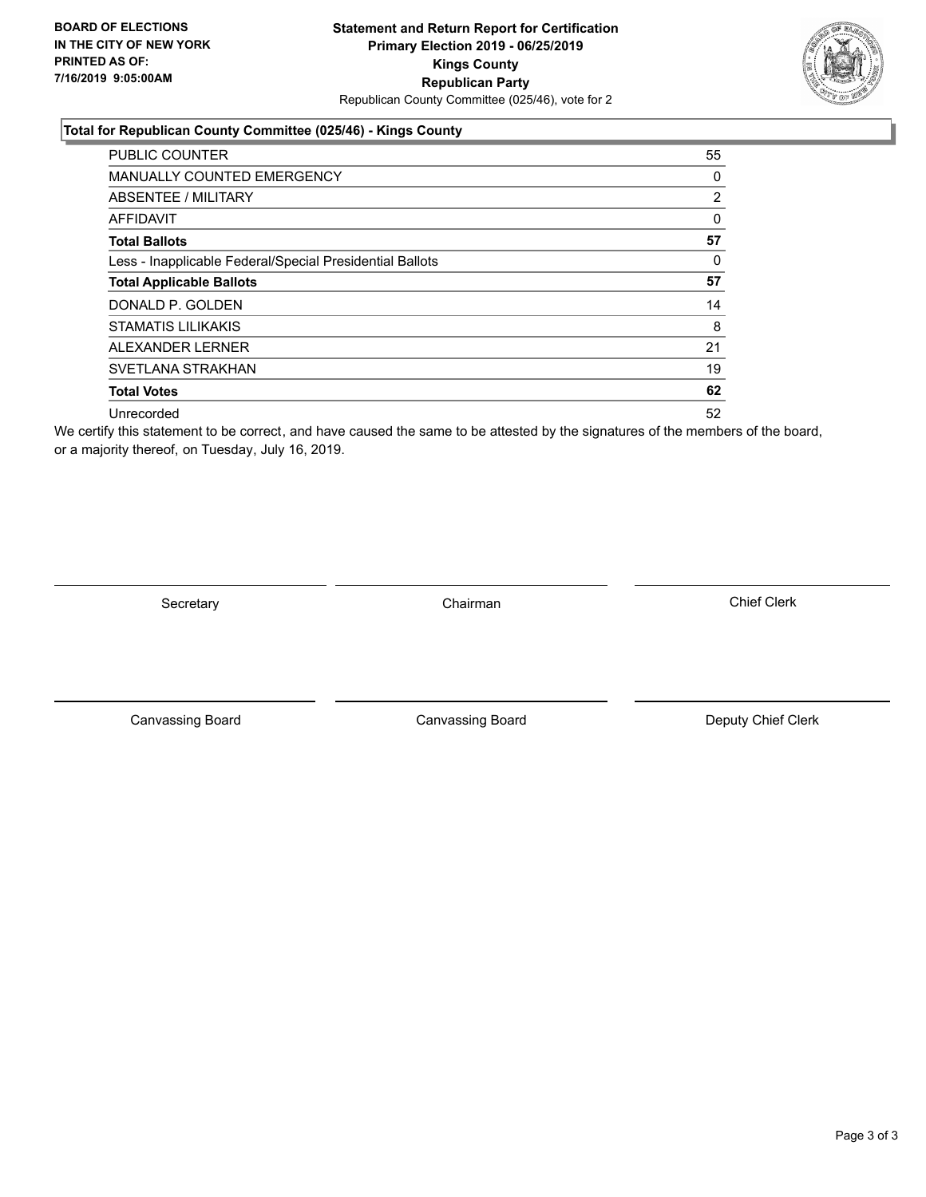**BOARD OF ELECTIONS IN THE CITY OF NEW YORK PRINTED AS OF: 7/16/2019 9:05:00AM**

**Statement and Return Report for Certification Primary Election 2019 - 06/25/2019 Kings County Republican Party**
Republican County Committee (025/46), vote for 2

### Total for Republican County Committee (025/46) - Kings County

| | |
|---|---|
| PUBLIC COUNTER | 55 |
| MANUALLY COUNTED EMERGENCY | 0 |
| ABSENTEE / MILITARY | 2 |
| AFFIDAVIT | 0 |
| **Total Ballots** | **57** |
| Less - Inapplicable Federal/Special Presidential Ballots | 0 |
| **Total Applicable Ballots** | **57** |
| DONALD P. GOLDEN | 14 |
| STAMATIS LILIKAKIS | 8 |
| ALEXANDER LERNER | 21 |
| SVETLANA STRAKHAN | 19 |
| **Total Votes** | **62** |
| Unrecorded | 52 |

We certify this statement to be correct, and have caused the same to be attested by the signatures of the members of the board, or a majority thereof, on Tuesday, July 16, 2019.

Secretary

Chairman

Chief Clerk

Canvassing Board

Canvassing Board

Deputy Chief Clerk